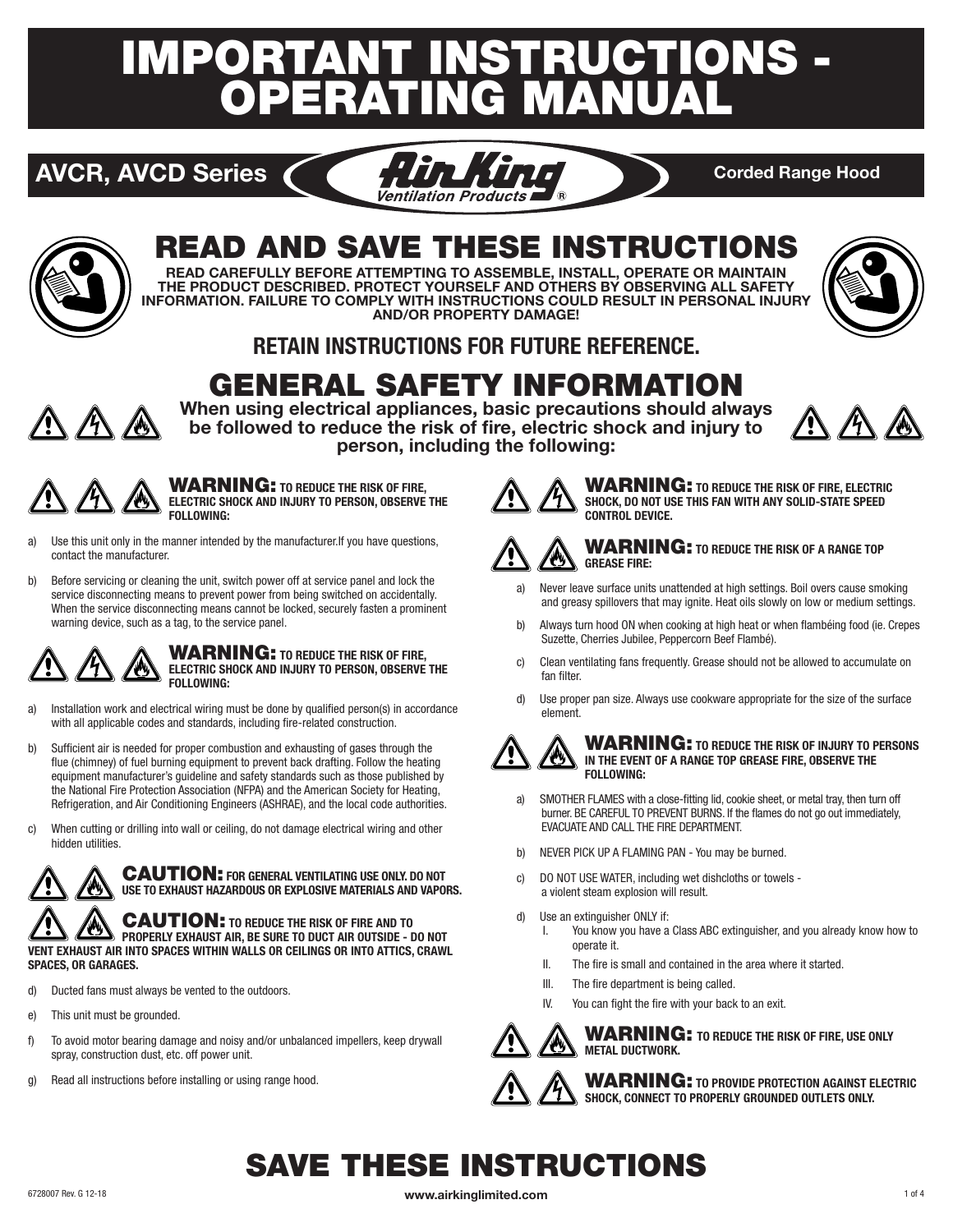# IMPORTANT INSTRUCTIONS - OPERATING MANUAL

**AVCR, AVCD Series** — Air King Ventilation Products® — **Corded Range Hood**

## READ AND SAVE THESE INSTRUCTIONS

**READ CAREFULLY BEFORE ATTEMPTING TO ASSEMBLE, INSTALL, OPERATE OR MAINTAIN THE PRODUCT DESCRIBED. PROTECT YOURSELF AND OTHERS BY OBSERVING ALL SAFETY INFORMATION. FAILURE TO COMPLY WITH INSTRUCTIONS COULD RESULT IN PERSONAL INJURY AND/OR PROPERTY DAMAGE!**

**RETAIN INSTRUCTIONS FOR FUTURE REFERENCE.**

## GENERAL SAFETY INFORMATION

**When using electrical appliances, basic precautions should always be followed to reduce the risk of fire, electric shock and injury to person, including the following:**

**WARNING: TO REDUCE THE RISK OF FIRE, ELECTRIC SHOCK AND INJURY TO PERSON, OBSERVE THE FOLLOWING:**

a) Use this unit only in the manner intended by the manufacturer.If you have questions, contact the manufacturer.

b) Before servicing or cleaning the unit, switch power off at service panel and lock the service disconnecting means to prevent power from being switched on accidentally. When the service disconnecting means cannot be locked, securely fasten a prominent warning device, such as a tag, to the service panel.

**WARNING: TO REDUCE THE RISK OF FIRE, ELECTRIC SHOCK AND INJURY TO PERSON, OBSERVE THE FOLLOWING:**

a) Installation work and electrical wiring must be done by qualified person(s) in accordance with all applicable codes and standards, including fire-related construction.

b) Sufficient air is needed for proper combustion and exhausting of gases through the flue (chimney) of fuel burning equipment to prevent back drafting. Follow the heating equipment manufacturer's guideline and safety standards such as those published by the National Fire Protection Association (NFPA) and the American Society for Heating, Refrigeration, and Air Conditioning Engineers (ASHRAE), and the local code authorities.

c) When cutting or drilling into wall or ceiling, do not damage electrical wiring and other hidden utilities.

**CAUTION: FOR GENERAL VENTILATING USE ONLY. DO NOT USE TO EXHAUST HAZARDOUS OR EXPLOSIVE MATERIALS AND VAPORS.**

**CAUTION: TO REDUCE THE RISK OF FIRE AND TO PROPERLY EXHAUST AIR, BE SURE TO DUCT AIR OUTSIDE - DO NOT VENT EXHAUST AIR INTO SPACES WITHIN WALLS OR CEILINGS OR INTO ATTICS, CRAWL SPACES, OR GARAGES.**

d) Ducted fans must always be vented to the outdoors.

e) This unit must be grounded.

f) To avoid motor bearing damage and noisy and/or unbalanced impellers, keep drywall spray, construction dust, etc. off power unit.

g) Read all instructions before installing or using range hood.

**WARNING: TO REDUCE THE RISK OF FIRE, ELECTRIC SHOCK, DO NOT USE THIS FAN WITH ANY SOLID-STATE SPEED CONTROL DEVICE.**

**WARNING: TO REDUCE THE RISK OF A RANGE TOP GREASE FIRE:**

a) Never leave surface units unattended at high settings. Boil overs cause smoking and greasy spillovers that may ignite. Heat oils slowly on low or medium settings.

b) Always turn hood ON when cooking at high heat or when flambéing food (ie. Crepes Suzette, Cherries Jubilee, Peppercorn Beef Flambé).

c) Clean ventilating fans frequently. Grease should not be allowed to accumulate on fan filter.

d) Use proper pan size. Always use cookware appropriate for the size of the surface element.

**WARNING: TO REDUCE THE RISK OF INJURY TO PERSONS IN THE EVENT OF A RANGE TOP GREASE FIRE, OBSERVE THE FOLLOWING:**

a) SMOTHER FLAMES with a close-fitting lid, cookie sheet, or metal tray, then turn off burner. BE CAREFUL TO PREVENT BURNS. If the flames do not go out immediately, EVACUATE AND CALL THE FIRE DEPARTMENT.

b) NEVER PICK UP A FLAMING PAN - You may be burned.

c) DO NOT USE WATER, including wet dishcloths or towels - a violent steam explosion will result.

d) Use an extinguisher ONLY if:
   I. You know you have a Class ABC extinguisher, and you already know how to operate it.
   II. The fire is small and contained in the area where it started.
   III. The fire department is being called.
   IV. You can fight the fire with your back to an exit.

**WARNING: TO REDUCE THE RISK OF FIRE, USE ONLY METAL DUCTWORK.**

**WARNING: TO PROVIDE PROTECTION AGAINST ELECTRIC SHOCK, CONNECT TO PROPERLY GROUNDED OUTLETS ONLY.**

## SAVE THESE INSTRUCTIONS

6728007 Rev. G 12-18

www.airkinglimited.com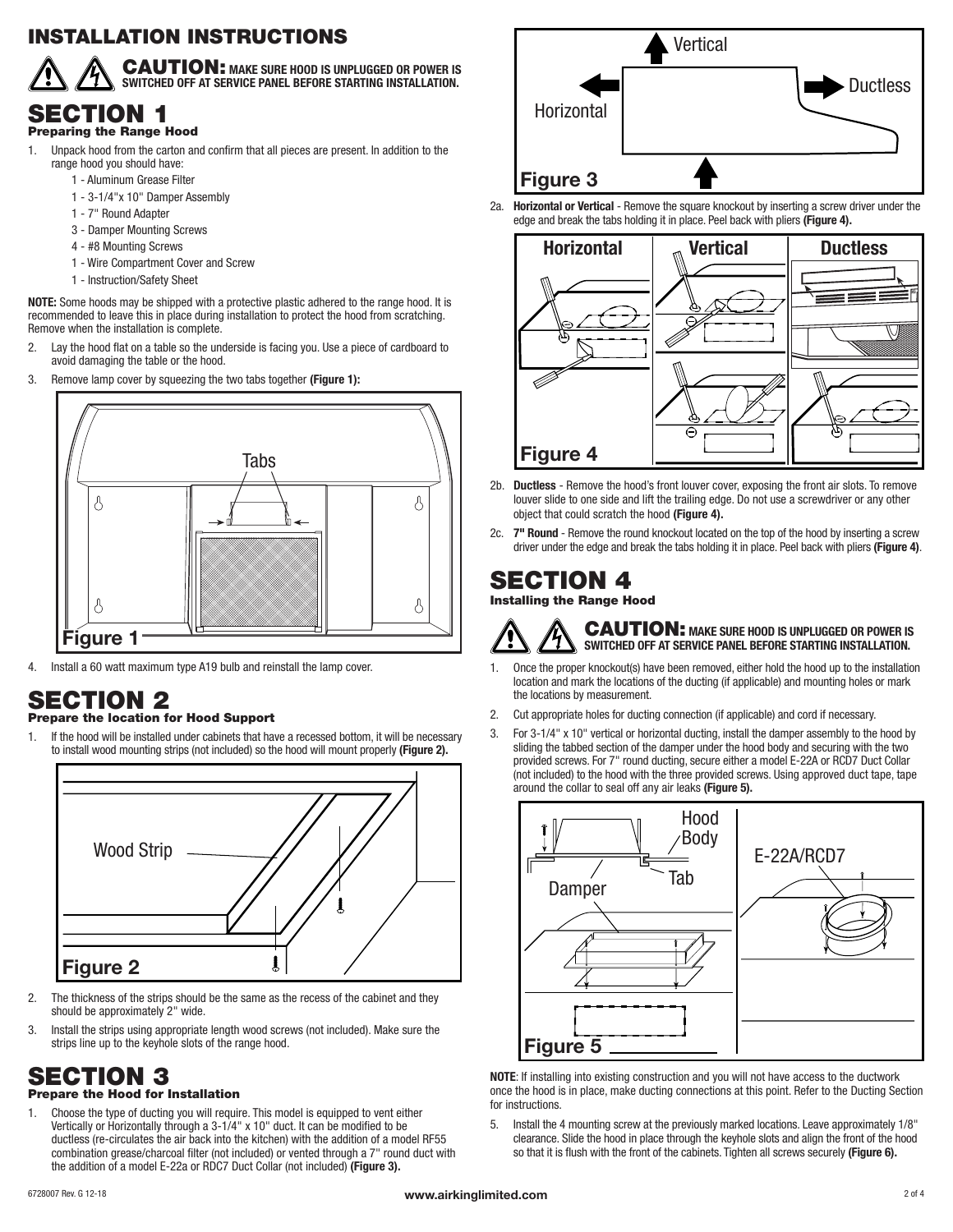# INSTALLATION INSTRUCTIONS

**CAUTION: MAKE SURE HOOD IS UNPLUGGED OR POWER IS SWITCHED OFF AT SERVICE PANEL BEFORE STARTING INSTALLATION.**

## SECTION 1

### Preparing the Range Hood

1. Unpack hood from the carton and confirm that all pieces are present. In addition to the range hood you should have:
   - 1 - Aluminum Grease Filter
   - 1 - 3-1/4"x 10" Damper Assembly
   - 1 - 7" Round Adapter
   - 3 - Damper Mounting Screws
   - 4 - #8 Mounting Screws
   - 1 - Wire Compartment Cover and Screw
   - 1 - Instruction/Safety Sheet

**NOTE:** Some hoods may be shipped with a protective plastic adhered to the range hood. It is recommended to leave this in place during installation to protect the hood from scratching. Remove when the installation is complete.

2. Lay the hood flat on a table so the underside is facing you. Use a piece of cardboard to avoid damaging the table or the hood.
3. Remove lamp cover by squeezing the two tabs together **(Figure 1):**

Tabs

**Figure 1**

4. Install a 60 watt maximum type A19 bulb and reinstall the lamp cover.

## SECTION 2

### Prepare the location for Hood Support

1. If the hood will be installed under cabinets that have a recessed bottom, it will be necessary to install wood mounting strips (not included) so the hood will mount properly **(Figure 2).**

Wood Strip

**Figure 2**

2. The thickness of the strips should be the same as the recess of the cabinet and they should be approximately 2" wide.
3. Install the strips using appropriate length wood screws (not included). Make sure the strips line up to the keyhole slots of the range hood.

## SECTION 3

### Prepare the Hood for Installation

1. Choose the type of ducting you will require. This model is equipped to vent either Vertically or Horizontally through a 3-1/4" x 10" duct. It can be modified to be ductless (re-circulates the air back into the kitchen) with the addition of a model RF55 combination grease/charcoal filter (not included) or vented through a 7" round duct with the addition of a model E-22a or RDC7 Duct Collar (not included) **(Figure 3).**

Vertical, Horizontal, Ductless

**Figure 3**

2a. **Horizontal or Vertical** - Remove the square knockout by inserting a screw driver under the edge and break the tabs holding it in place. Peel back with pliers **(Figure 4).**

Horizontal | Vertical | Ductless

**Figure 4**

2b. **Ductless** - Remove the hood's front louver cover, exposing the front air slots. To remove louver slide to one side and lift the trailing edge. Do not use a screwdriver or any other object that could scratch the hood **(Figure 4).**

2c. **7" Round** - Remove the round knockout located on the top of the hood by inserting a screw driver under the edge and break the tabs holding it in place. Peel back with pliers **(Figure 4)**.

## SECTION 4

### Installing the Range Hood

**CAUTION: MAKE SURE HOOD IS UNPLUGGED OR POWER IS SWITCHED OFF AT SERVICE PANEL BEFORE STARTING INSTALLATION.**

1. Once the proper knockout(s) have been removed, either hold the hood up to the installation location and mark the locations of the ducting (if applicable) and mounting holes or mark the locations by measurement.
2. Cut appropriate holes for ducting connection (if applicable) and cord if necessary.
3. For 3-1/4" x 10" vertical or horizontal ducting, install the damper assembly to the hood by sliding the tabbed section of the damper under the hood body and securing with the two provided screws. For 7" round ducting, secure either a model E-22A or RCD7 Duct Collar (not included) to the hood with the three provided screws. Using approved duct tape, tape around the collar to seal off any air leaks **(Figure 5).**

Hood Body, Tab, Damper, E-22A/RCD7

**Figure 5**

**NOTE**: If installing into existing construction and you will not have access to the ductwork once the hood is in place, make ducting connections at this point. Refer to the Ducting Section for instructions.

5. Install the 4 mounting screw at the previously marked locations. Leave approximately 1/8" clearance. Slide the hood in place through the keyhole slots and align the front of the hood so that it is flush with the front of the cabinets. Tighten all screws securely **(Figure 6).**

6728007 Rev. G 12-18

www.airkinglimited.com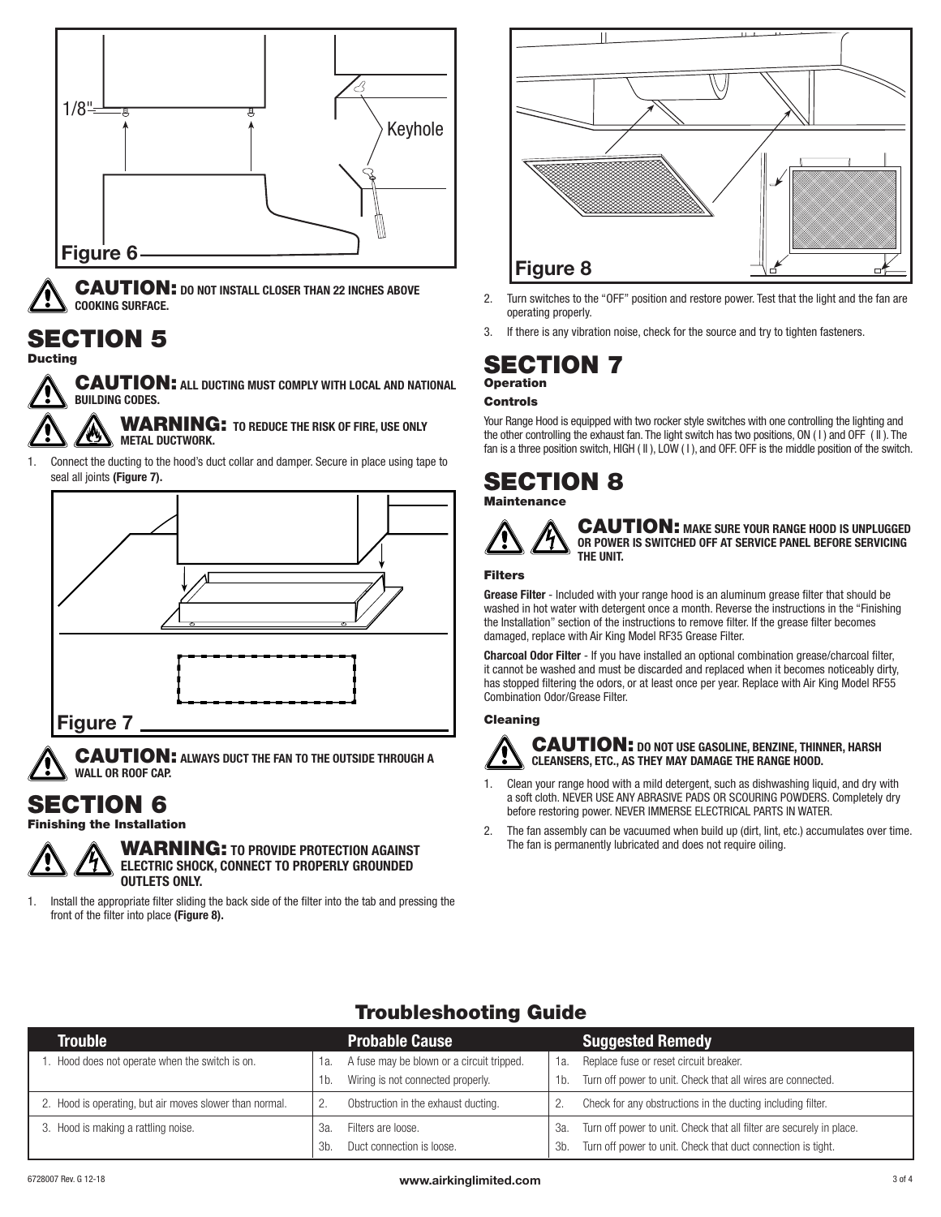Figure 6

**CAUTION: DO NOT INSTALL CLOSER THAN 22 INCHES ABOVE COOKING SURFACE.**

# SECTION 5
## Ducting

**CAUTION: ALL DUCTING MUST COMPLY WITH LOCAL AND NATIONAL BUILDING CODES.**

**WARNING: TO REDUCE THE RISK OF FIRE, USE ONLY METAL DUCTWORK.**

1. Connect the ducting to the hood's duct collar and damper. Secure in place using tape to seal all joints **(Figure 7).**

Figure 7

**CAUTION: ALWAYS DUCT THE FAN TO THE OUTSIDE THROUGH A WALL OR ROOF CAP.**

# SECTION 6
## Finishing the Installation

**WARNING: TO PROVIDE PROTECTION AGAINST ELECTRIC SHOCK, CONNECT TO PROPERLY GROUNDED OUTLETS ONLY.**

1. Install the appropriate filter sliding the back side of the filter into the tab and pressing the front of the filter into place **(Figure 8).**

Figure 8

2. Turn switches to the "OFF" position and restore power. Test that the light and the fan are operating properly.
3. If there is any vibration noise, check for the source and try to tighten fasteners.

# SECTION 7
## Operation

### Controls

Your Range Hood is equipped with two rocker style switches with one controlling the lighting and the other controlling the exhaust fan. The light switch has two positions, ON ( I ) and OFF ( II ). The fan is a three position switch, HIGH ( II ), LOW ( I ), and OFF. OFF is the middle position of the switch.

# SECTION 8
## Maintenance

**CAUTION: MAKE SURE YOUR RANGE HOOD IS UNPLUGGED OR POWER IS SWITCHED OFF AT SERVICE PANEL BEFORE SERVICING THE UNIT.**

### Filters

**Grease Filter** - Included with your range hood is an aluminum grease filter that should be washed in hot water with detergent once a month. Reverse the instructions in the "Finishing the Installation" section of the instructions to remove filter. If the grease filter becomes damaged, replace with Air King Model RF35 Grease Filter.

**Charcoal Odor Filter** - If you have installed an optional combination grease/charcoal filter, it cannot be washed and must be discarded and replaced when it becomes noticeably dirty, has stopped filtering the odors, or at least once per year. Replace with Air King Model RF55 Combination Odor/Grease Filter.

### Cleaning

**CAUTION: DO NOT USE GASOLINE, BENZINE, THINNER, HARSH CLEANSERS, ETC., AS THEY MAY DAMAGE THE RANGE HOOD.**

1. Clean your range hood with a mild detergent, such as dishwashing liquid, and dry with a soft cloth. NEVER USE ANY ABRASIVE PADS OR SCOURING POWDERS. Completely dry before restoring power. NEVER IMMERSE ELECTRICAL PARTS IN WATER.
2. The fan assembly can be vacuumed when build up (dirt, lint, etc.) accumulates over time. The fan is permanently lubricated and does not require oiling.

## Troubleshooting Guide

| Trouble | Probable Cause | Suggested Remedy |
|---|---|---|
| 1. Hood does not operate when the switch is on. | 1a. A fuse may be blown or a circuit tripped. | 1a. Replace fuse or reset circuit breaker. |
| | 1b. Wiring is not connected properly. | 1b. Turn off power to unit. Check that all wires are connected. |
| 2. Hood is operating, but air moves slower than normal. | 2. Obstruction in the exhaust ducting. | 2. Check for any obstructions in the ducting including filter. |
| 3. Hood is making a rattling noise. | 3a. Filters are loose. | 3a. Turn off power to unit. Check that all filter are securely in place. |
| | 3b. Duct connection is loose. | 3b. Turn off power to unit. Check that duct connection is tight. |

6728007 Rev. G 12-18 www.airkinglimited.com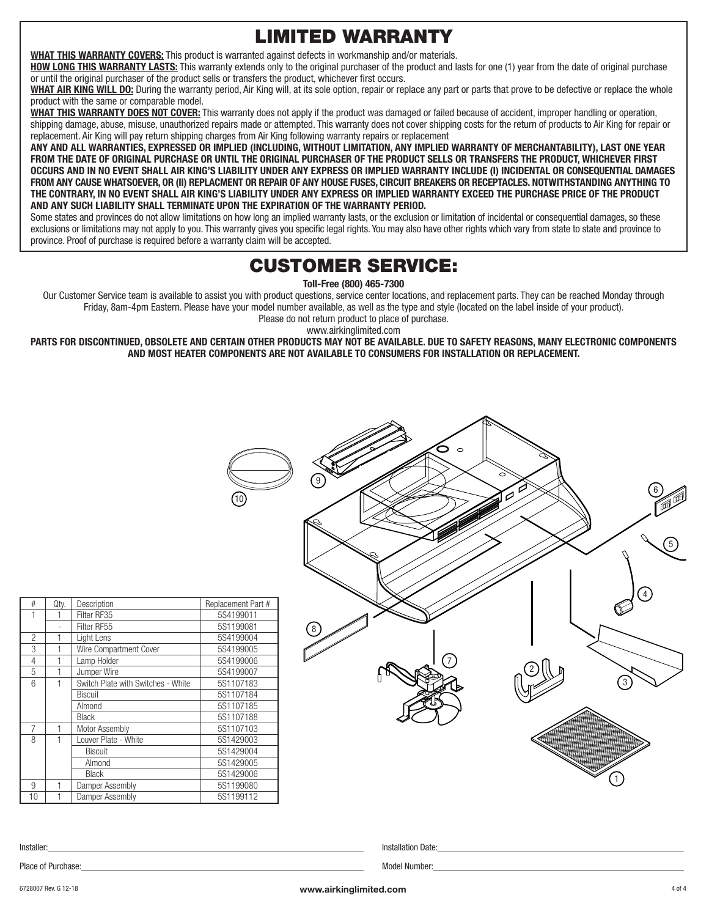# LIMITED WARRANTY

**WHAT THIS WARRANTY COVERS:** This product is warranted against defects in workmanship and/or materials.

**HOW LONG THIS WARRANTY LASTS:** This warranty extends only to the original purchaser of the product and lasts for one (1) year from the date of original purchase or until the original purchaser of the product sells or transfers the product, whichever first occurs.

**WHAT AIR KING WILL DO:** During the warranty period, Air King will, at its sole option, repair or replace any part or parts that prove to be defective or replace the whole product with the same or comparable model.

**WHAT THIS WARRANTY DOES NOT COVER:** This warranty does not apply if the product was damaged or failed because of accident, improper handling or operation, shipping damage, abuse, misuse, unauthorized repairs made or attempted. This warranty does not cover shipping costs for the return of products to Air King for repair or replacement. Air King will pay return shipping charges from Air King following warranty repairs or replacement

**ANY AND ALL WARRANTIES, EXPRESSED OR IMPLIED (INCLUDING, WITHOUT LIMITATION, ANY IMPLIED WARRANTY OF MERCHANTABILITY), LAST ONE YEAR FROM THE DATE OF ORIGINAL PURCHASE OR UNTIL THE ORIGINAL PURCHASER OF THE PRODUCT SELLS OR TRANSFERS THE PRODUCT, WHICHEVER FIRST OCCURS AND IN NO EVENT SHALL AIR KING'S LIABILITY UNDER ANY EXPRESS OR IMPLIED WARRANTY INCLUDE (I) INCIDENTAL OR CONSEQUENTIAL DAMAGES FROM ANY CAUSE WHATSOEVER, OR (II) REPLACMENT OR REPAIR OF ANY HOUSE FUSES, CIRCUIT BREAKERS OR RECEPTACLES. NOTWITHSTANDING ANYTHING TO THE CONTRARY, IN NO EVENT SHALL AIR KING'S LIABILITY UNDER ANY EXPRESS OR IMPLIED WARRANTY EXCEED THE PURCHASE PRICE OF THE PRODUCT AND ANY SUCH LIABILITY SHALL TERMINATE UPON THE EXPIRATION OF THE WARRANTY PERIOD.**

Some states and provinces do not allow limitations on how long an implied warranty lasts, or the exclusion or limitation of incidental or consequential damages, so these exclusions or limitations may not apply to you. This warranty gives you specific legal rights. You may also have other rights which vary from state to state and province to province. Proof of purchase is required before a warranty claim will be accepted.

# CUSTOMER SERVICE:

**Toll-Free (800) 465-7300**

Our Customer Service team is available to assist you with product questions, service center locations, and replacement parts. They can be reached Monday through Friday, 8am-4pm Eastern. Please have your model number available, as well as the type and style (located on the label inside of your product).

Please do not return product to place of purchase.

www.airkinglimited.com

**PARTS FOR DISCONTINUED, OBSOLETE AND CERTAIN OTHER PRODUCTS MAY NOT BE AVAILABLE. DUE TO SAFETY REASONS, MANY ELECTRONIC COMPONENTS AND MOST HEATER COMPONENTS ARE NOT AVAILABLE TO CONSUMERS FOR INSTALLATION OR REPLACEMENT.**

| # | Qty. | Description | Replacement Part # |
|---|---|---|---|
| 1 | 1 | Filter RF35 | 5S4199011 |
| | - | Filter RF55 | 5S1199081 |
| 2 | 1 | Light Lens | 5S4199004 |
| 3 | 1 | Wire Compartment Cover | 5S4199005 |
| 4 | 1 | Lamp Holder | 5S4199006 |
| 5 | 1 | Jumper Wire | 5S4199007 |
| 6 | 1 | Switch Plate with Switches - White | 5S1107183 |
| | | Biscuit | 5S1107184 |
| | | Almond | 5S1107185 |
| | | Black | 5S1107188 |
| 7 | 1 | Motor Assembly | 5S1107103 |
| 8 | 1 | Louver Plate - White | 5S1429003 |
| | | Biscuit | 5S1429004 |
| | | Almond | 5S1429005 |
| | | Black | 5S1429006 |
| 9 | 1 | Damper Assembly | 5S1199080 |
| 10 | 1 | Damper Assembly | 5S1199112 |

10 9 6 5 4 8 7 2 3 1

Installer: ____________________ Installation Date: ____________________

Place of Purchase: ____________________ Model Number: ____________________

6728007 Rev. G 12-18

www.airkinglimited.com